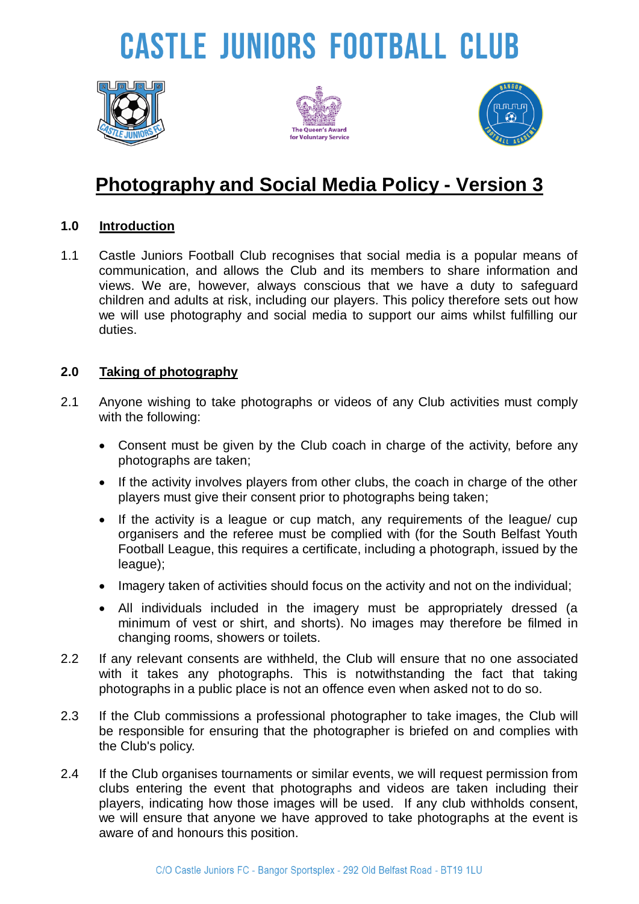# CASTLE JUNIORS FOOTBALL CLUB

## Photography and Social Media Policy - Version 3

### 1.0 Introduction

1.1 Castle Juniors Football Club recognises that social media is a popular means of communication, and allows the Club and its members to share information and views. We are, however, always conscious that we have a duty to safeguard children and adults at risk, including our players. This policy therefore sets out how we will use photography and social media to support our aims whilst fulfilling our duties.

### 2.0 Taking of photography

2.1 Anyone wishing to take photographs or videos of any Club activities must comply with the following:

- Consent must be given by the Club coach in charge of the activity, before any photographs are taken;
- If the activity involves players from other clubs, the coach in charge of the other players must give their consent prior to photographs being taken;
- If the activity is a league or cup match, any requirements of the league/ cup organisers and the referee must be complied with (for the South Belfast Youth Football League, this requires a certificate, including a photograph, issued by the league);
- Imagery taken of activities should focus on the activity and not on the individual;
- All individuals included in the imagery must be appropriately dressed (a minimum of vest or shirt, and shorts). No images may therefore be filmed in changing rooms, showers or toilets.

2.2 If any relevant consents are withheld, the Club will ensure that no one associated with it takes any photographs. This is notwithstanding the fact that taking photographs in a public place is not an offence even when asked not to do so.

2.3 If the Club commissions a professional photographer to take images, the Club will be responsible for ensuring that the photographer is briefed on and complies with the Club's policy.

2.4 If the Club organises tournaments or similar events, we will request permission from clubs entering the event that photographs and videos are taken including their players, indicating how those images will be used. If any club withholds consent, we will ensure that anyone we have approved to take photographs at the event is aware of and honours this position.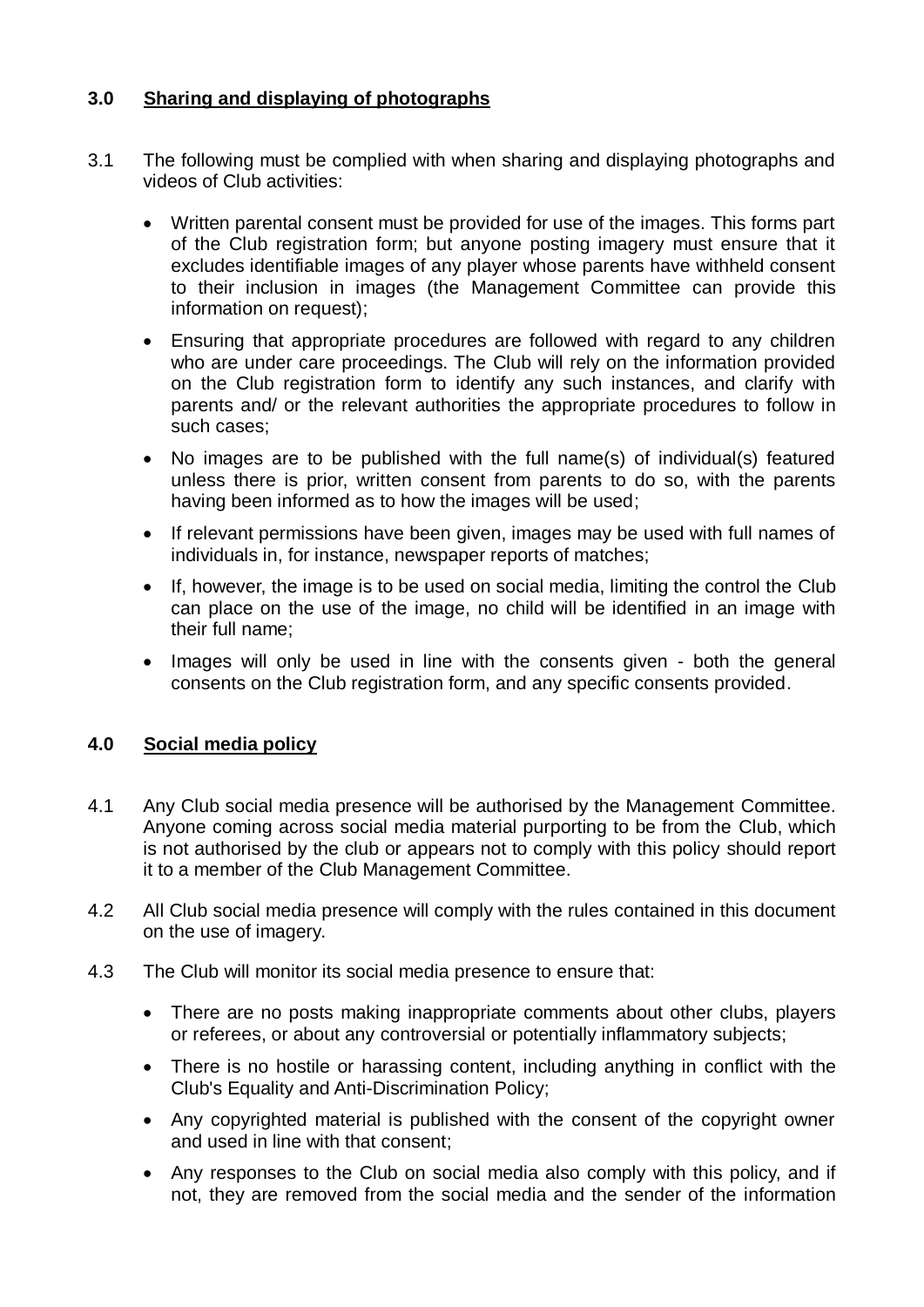## 3.0 Sharing and displaying of photographs

3.1 The following must be complied with when sharing and displaying photographs and videos of Club activities:

- Written parental consent must be provided for use of the images. This forms part of the Club registration form; but anyone posting imagery must ensure that it excludes identifiable images of any player whose parents have withheld consent to their inclusion in images (the Management Committee can provide this information on request);
- Ensuring that appropriate procedures are followed with regard to any children who are under care proceedings. The Club will rely on the information provided on the Club registration form to identify any such instances, and clarify with parents and/ or the relevant authorities the appropriate procedures to follow in such cases;
- No images are to be published with the full name(s) of individual(s) featured unless there is prior, written consent from parents to do so, with the parents having been informed as to how the images will be used;
- If relevant permissions have been given, images may be used with full names of individuals in, for instance, newspaper reports of matches;
- If, however, the image is to be used on social media, limiting the control the Club can place on the use of the image, no child will be identified in an image with their full name;
- Images will only be used in line with the consents given - both the general consents on the Club registration form, and any specific consents provided.

## 4.0 Social media policy

4.1 Any Club social media presence will be authorised by the Management Committee. Anyone coming across social media material purporting to be from the Club, which is not authorised by the club or appears not to comply with this policy should report it to a member of the Club Management Committee.

4.2 All Club social media presence will comply with the rules contained in this document on the use of imagery.

4.3 The Club will monitor its social media presence to ensure that:

- There are no posts making inappropriate comments about other clubs, players or referees, or about any controversial or potentially inflammatory subjects;
- There is no hostile or harassing content, including anything in conflict with the Club's Equality and Anti-Discrimination Policy;
- Any copyrighted material is published with the consent of the copyright owner and used in line with that consent;
- Any responses to the Club on social media also comply with this policy, and if not, they are removed from the social media and the sender of the information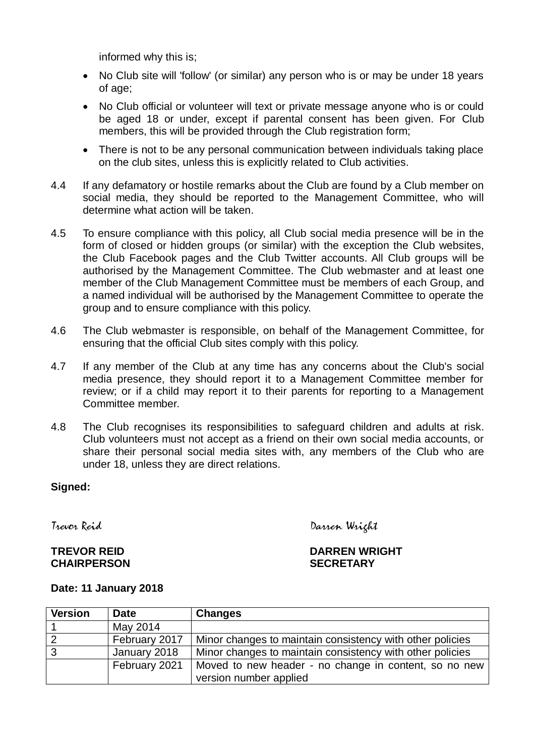informed why this is;

- No Club site will 'follow' (or similar) any person who is or may be under 18 years of age;
- No Club official or volunteer will text or private message anyone who is or could be aged 18 or under, except if parental consent has been given. For Club members, this will be provided through the Club registration form;
- There is not to be any personal communication between individuals taking place on the club sites, unless this is explicitly related to Club activities.

4.4 If any defamatory or hostile remarks about the Club are found by a Club member on social media, they should be reported to the Management Committee, who will determine what action will be taken.

4.5 To ensure compliance with this policy, all Club social media presence will be in the form of closed or hidden groups (or similar) with the exception the Club websites, the Club Facebook pages and the Club Twitter accounts. All Club groups will be authorised by the Management Committee. The Club webmaster and at least one member of the Club Management Committee must be members of each Group, and a named individual will be authorised by the Management Committee to operate the group and to ensure compliance with this policy.

4.6 The Club webmaster is responsible, on behalf of the Management Committee, for ensuring that the official Club sites comply with this policy.

4.7 If any member of the Club at any time has any concerns about the Club's social media presence, they should report it to a Management Committee member for review; or if a child may report it to their parents for reporting to a Management Committee member.

4.8 The Club recognises its responsibilities to safeguard children and adults at risk. Club volunteers must not accept as a friend on their own social media accounts, or share their personal social media sites with, any members of the Club who are under 18, unless they are direct relations.

**Signed:**

*Trevor Reid*

**TREVOR REID**
**CHAIRPERSON**

*Darren Wright*

**DARREN WRIGHT**
**SECRETARY**

**Date: 11 January 2018**

| Version | Date | Changes |
|---|---|---|
| 1 | May 2014 | |
| 2 | February 2017 | Minor changes to maintain consistency with other policies |
| 3 | January 2018 | Minor changes to maintain consistency with other policies |
| | February 2021 | Moved to new header - no change in content, so no new version number applied |